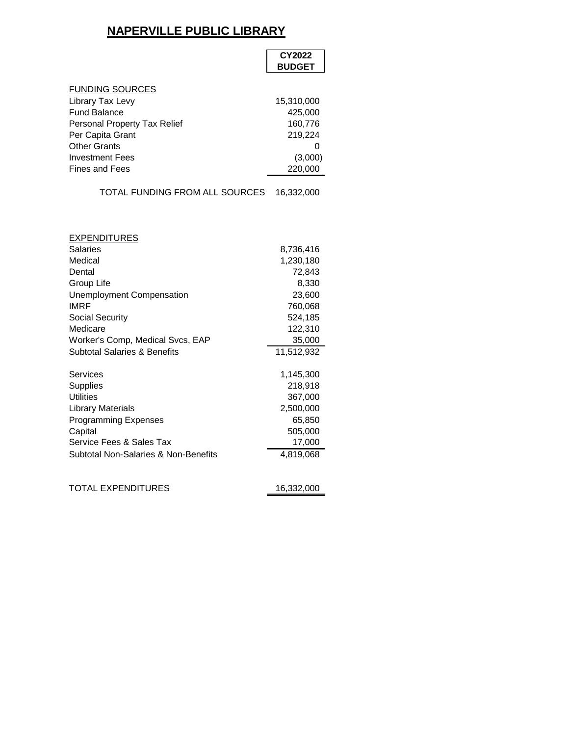# NAPERVILLE PUBLIC LIBRARY

| | CY2022 BUDGET |
|---|---|
| FUNDING SOURCES | |
| Library Tax Levy | 15,310,000 |
| Fund Balance | 425,000 |
| Personal Property Tax Relief | 160,776 |
| Per Capita Grant | 219,224 |
| Other Grants | 0 |
| Investment Fees | (3,000) |
| Fines and Fees | 220,000 |
| TOTAL FUNDING FROM ALL SOURCES | 16,332,000 |
| | |
| EXPENDITURES | |
| Salaries | 8,736,416 |
| Medical | 1,230,180 |
| Dental | 72,843 |
| Group Life | 8,330 |
| Unemployment Compensation | 23,600 |
| IMRF | 760,068 |
| Social Security | 524,185 |
| Medicare | 122,310 |
| Worker's Comp, Medical Svcs, EAP | 35,000 |
| Subtotal Salaries & Benefits | 11,512,932 |
| | |
| Services | 1,145,300 |
| Supplies | 218,918 |
| Utilities | 367,000 |
| Library Materials | 2,500,000 |
| Programming Expenses | 65,850 |
| Capital | 505,000 |
| Service Fees & Sales Tax | 17,000 |
| Subtotal Non-Salaries & Non-Benefits | 4,819,068 |
| | |
| TOTAL EXPENDITURES | 16,332,000 |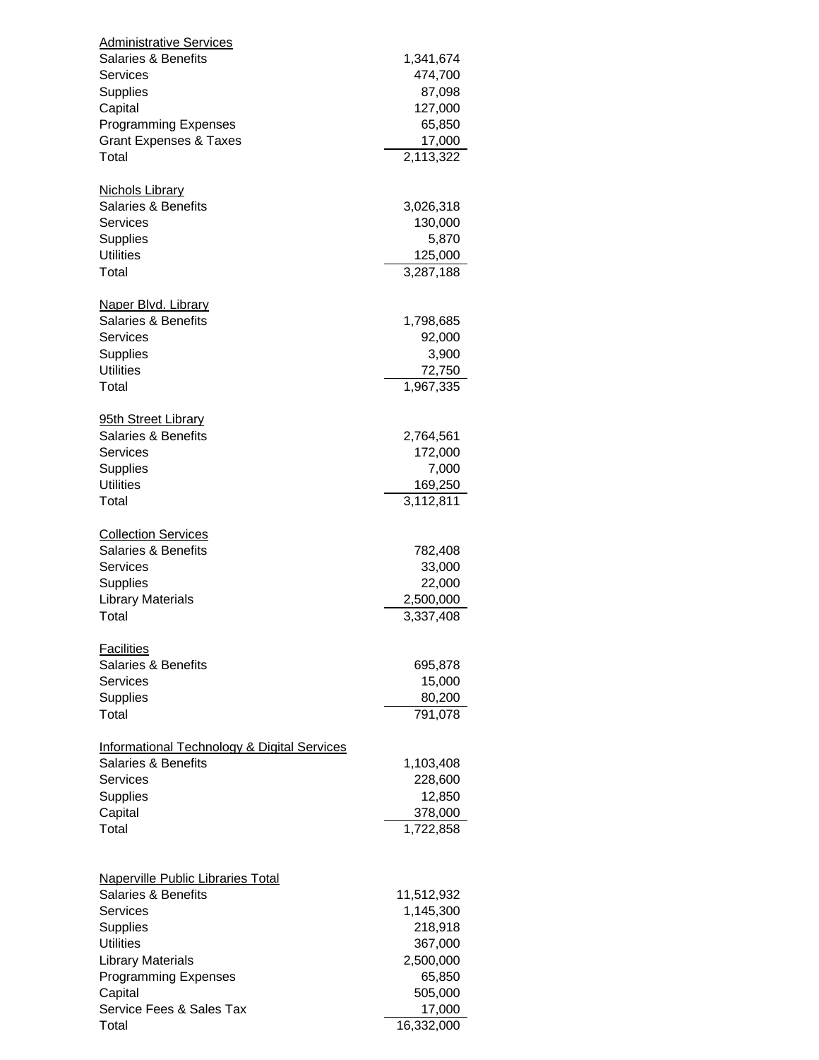| | |
|---|---|
| **Administrative Services** | |
| Salaries & Benefits | 1,341,674 |
| Services | 474,700 |
| Supplies | 87,098 |
| Capital | 127,000 |
| Programming Expenses | 65,850 |
| Grant Expenses & Taxes | 17,000 |
| Total | 2,113,322 |
| | |
| **Nichols Library** | |
| Salaries & Benefits | 3,026,318 |
| Services | 130,000 |
| Supplies | 5,870 |
| Utilities | 125,000 |
| Total | 3,287,188 |
| | |
| **Naper Blvd. Library** | |
| Salaries & Benefits | 1,798,685 |
| Services | 92,000 |
| Supplies | 3,900 |
| Utilities | 72,750 |
| Total | 1,967,335 |
| | |
| **95th Street Library** | |
| Salaries & Benefits | 2,764,561 |
| Services | 172,000 |
| Supplies | 7,000 |
| Utilities | 169,250 |
| Total | 3,112,811 |
| | |
| **Collection Services** | |
| Salaries & Benefits | 782,408 |
| Services | 33,000 |
| Supplies | 22,000 |
| Library Materials | 2,500,000 |
| Total | 3,337,408 |
| | |
| **Facilities** | |
| Salaries & Benefits | 695,878 |
| Services | 15,000 |
| Supplies | 80,200 |
| Total | 791,078 |
| | |
| **Informational Technology & Digital Services** | |
| Salaries & Benefits | 1,103,408 |
| Services | 228,600 |
| Supplies | 12,850 |
| Capital | 378,000 |
| Total | 1,722,858 |
| | |
| **Naperville Public Libraries Total** | |
| Salaries & Benefits | 11,512,932 |
| Services | 1,145,300 |
| Supplies | 218,918 |
| Utilities | 367,000 |
| Library Materials | 2,500,000 |
| Programming Expenses | 65,850 |
| Capital | 505,000 |
| Service Fees & Sales Tax | 17,000 |
| Total | 16,332,000 |